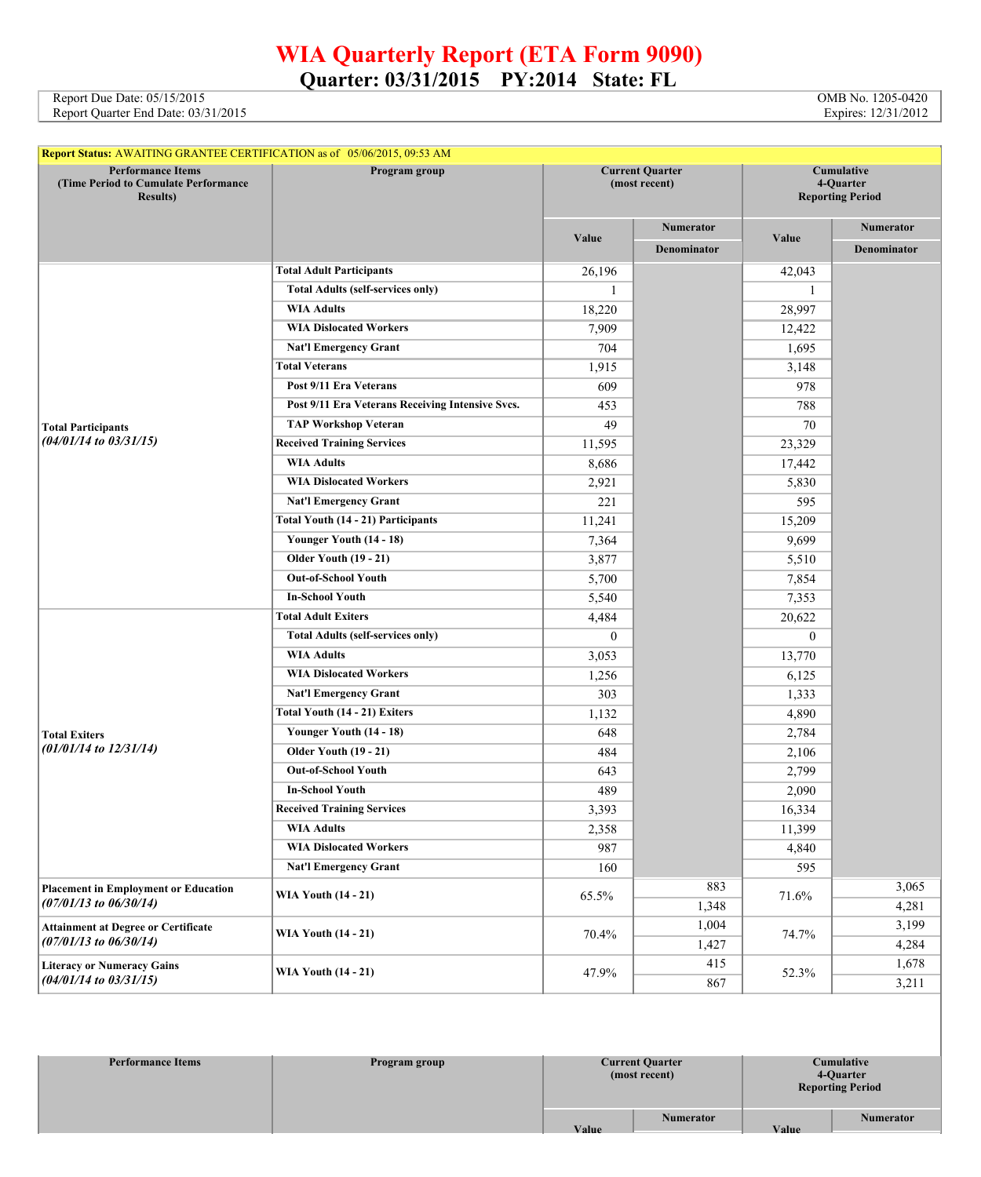# WIA Quarterly Report (ETA Form 9090)

## Quarter: 03/31/2015 PY:2014 State: FL

| | |
|---|---|
| Report Due Date: 05/15/2015 | OMB No. 1205-0420 |
| Report Quarter End Date: 03/31/2015 | Expires: 12/31/2012 |

**Report Status:** AWAITING GRANTEE CERTIFICATION as of 05/06/2015, 09:53 AM

| Performance Items (Time Period to Cumulate Performance Results) | Program group | Current Quarter (most recent) Value | Current Quarter Numerator / Denominator | Cumulative 4-Quarter Reporting Period Value | Cumulative Numerator / Denominator |
|---|---|---|---|---|---|
| **Total Participants** *(04/01/14 to 03/31/15)* | **Total Adult Participants** | 26,196 | | 42,043 | |
| | Total Adults (self-services only) | 1 | | 1 | |
| | WIA Adults | 18,220 | | 28,997 | |
| | WIA Dislocated Workers | 7,909 | | 12,422 | |
| | Nat'l Emergency Grant | 704 | | 1,695 | |
| | **Total Veterans** | 1,915 | | 3,148 | |
| | Post 9/11 Era Veterans | 609 | | 978 | |
| | Post 9/11 Era Veterans Receiving Intensive Svcs. | 453 | | 788 | |
| | TAP Workshop Veteran | 49 | | 70 | |
| | **Received Training Services** | 11,595 | | 23,329 | |
| | WIA Adults | 8,686 | | 17,442 | |
| | WIA Dislocated Workers | 2,921 | | 5,830 | |
| | Nat'l Emergency Grant | 221 | | 595 | |
| | **Total Youth (14 - 21) Participants** | 11,241 | | 15,209 | |
| | Younger Youth (14 - 18) | 7,364 | | 9,699 | |
| | Older Youth (19 - 21) | 3,877 | | 5,510 | |
| | Out-of-School Youth | 5,700 | | 7,854 | |
| | In-School Youth | 5,540 | | 7,353 | |
| **Total Exiters** *(01/01/14 to 12/31/14)* | **Total Adult Exiters** | 4,484 | | 20,622 | |
| | Total Adults (self-services only) | 0 | | 0 | |
| | WIA Adults | 3,053 | | 13,770 | |
| | WIA Dislocated Workers | 1,256 | | 6,125 | |
| | Nat'l Emergency Grant | 303 | | 1,333 | |
| | **Total Youth (14 - 21) Exiters** | 1,132 | | 4,890 | |
| | Younger Youth (14 - 18) | 648 | | 2,784 | |
| | Older Youth (19 - 21) | 484 | | 2,106 | |
| | Out-of-School Youth | 643 | | 2,799 | |
| | In-School Youth | 489 | | 2,090 | |
| | **Received Training Services** | 3,393 | | 16,334 | |
| | WIA Adults | 2,358 | | 11,399 | |
| | WIA Dislocated Workers | 987 | | 4,840 | |
| | Nat'l Emergency Grant | 160 | | 595 | |
| **Placement in Employment or Education** *(07/01/13 to 06/30/14)* | WIA Youth (14 - 21) | 65.5% | 883 / 1,348 | 71.6% | 3,065 / 4,281 |
| **Attainment at Degree or Certificate** *(07/01/13 to 06/30/14)* | WIA Youth (14 - 21) | 70.4% | 1,004 / 1,427 | 74.7% | 3,199 / 4,284 |
| **Literacy or Numeracy Gains** *(04/01/14 to 03/31/15)* | WIA Youth (14 - 21) | 47.9% | 415 / 867 | 52.3% | 1,678 / 3,211 |

| Performance Items | Program group | Current Quarter (most recent) Value | Current Quarter Numerator | Cumulative 4-Quarter Reporting Period Value | Cumulative Numerator |
|---|---|---|---|---|---|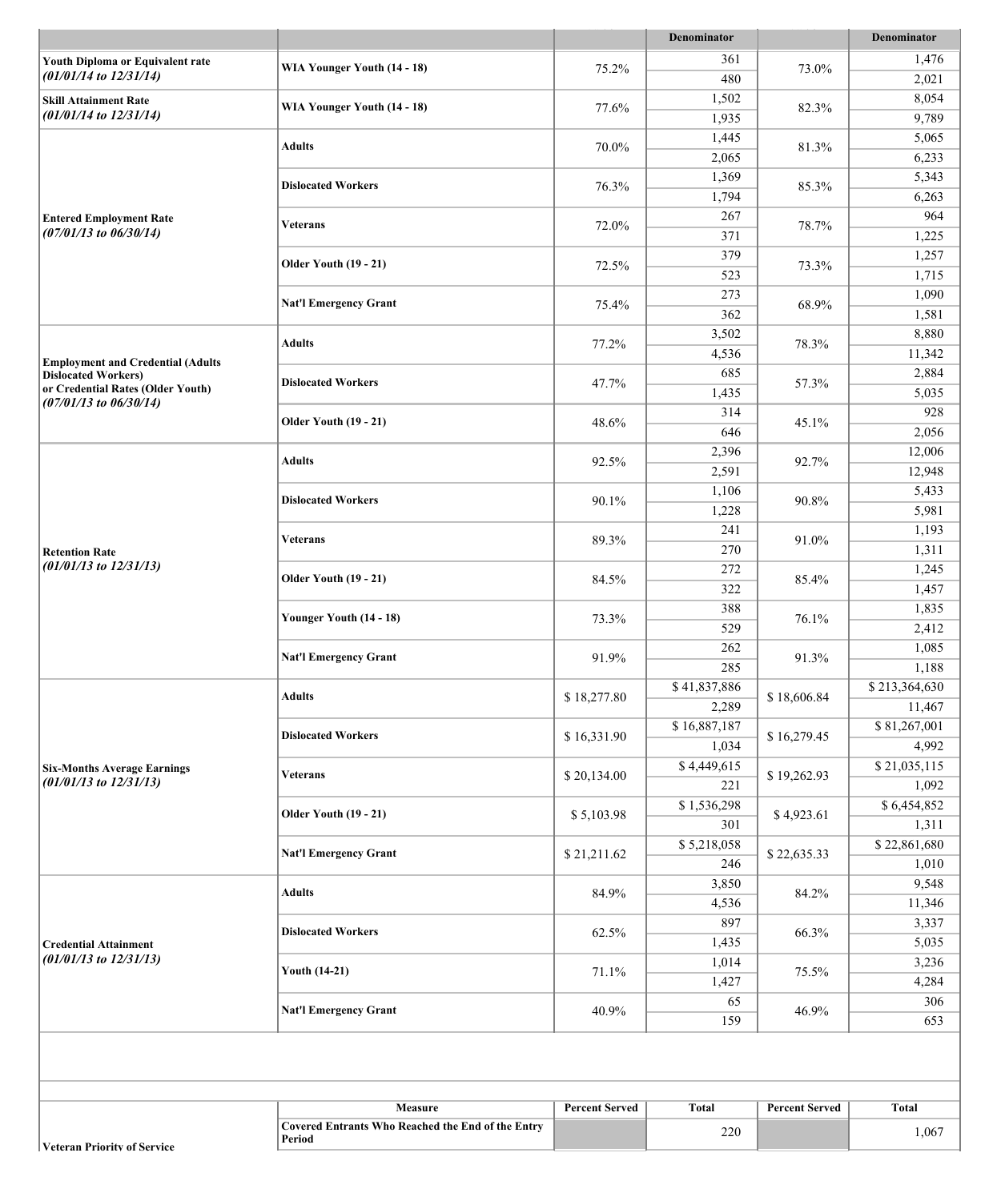| | | | Denominator | | Denominator |
|---|---|---|---|---|---|
| **Youth Diploma or Equivalent rate** *(01/01/14 to 12/31/14)* | **WIA Younger Youth (14 - 18)** | 75.2% | 361 | 73.0% | 1,476 |
| | | | 480 | | 2,021 |
| **Skill Attainment Rate** *(01/01/14 to 12/31/14)* | **WIA Younger Youth (14 - 18)** | 77.6% | 1,502 | 82.3% | 8,054 |
| | | | 1,935 | | 9,789 |
| **Entered Employment Rate** *(07/01/13 to 06/30/14)* | **Adults** | 70.0% | 1,445 | 81.3% | 5,065 |
| | | | 2,065 | | 6,233 |
| | **Dislocated Workers** | 76.3% | 1,369 | 85.3% | 5,343 |
| | | | 1,794 | | 6,263 |
| | **Veterans** | 72.0% | 267 | 78.7% | 964 |
| | | | 371 | | 1,225 |
| | **Older Youth (19 - 21)** | 72.5% | 379 | 73.3% | 1,257 |
| | | | 523 | | 1,715 |
| | **Nat'l Emergency Grant** | 75.4% | 273 | 68.9% | 1,090 |
| | | | 362 | | 1,581 |
| **Employment and Credential (Adults Dislocated Workers) or Credential Rates (Older Youth)** *(07/01/13 to 06/30/14)* | **Adults** | 77.2% | 3,502 | 78.3% | 8,880 |
| | | | 4,536 | | 11,342 |
| | **Dislocated Workers** | 47.7% | 685 | 57.3% | 2,884 |
| | | | 1,435 | | 5,035 |
| | **Older Youth (19 - 21)** | 48.6% | 314 | 45.1% | 928 |
| | | | 646 | | 2,056 |
| **Retention Rate** *(01/01/13 to 12/31/13)* | **Adults** | 92.5% | 2,396 | 92.7% | 12,006 |
| | | | 2,591 | | 12,948 |
| | **Dislocated Workers** | 90.1% | 1,106 | 90.8% | 5,433 |
| | | | 1,228 | | 5,981 |
| | **Veterans** | 89.3% | 241 | 91.0% | 1,193 |
| | | | 270 | | 1,311 |
| | **Older Youth (19 - 21)** | 84.5% | 272 | 85.4% | 1,245 |
| | | | 322 | | 1,457 |
| | **Younger Youth (14 - 18)** | 73.3% | 388 | 76.1% | 1,835 |
| | | | 529 | | 2,412 |
| | **Nat'l Emergency Grant** | 91.9% | 262 | 91.3% | 1,085 |
| | | | 285 | | 1,188 |
| **Six-Months Average Earnings** *(01/01/13 to 12/31/13)* | **Adults** | $ 18,277.80 | $ 41,837,886 | $ 18,606.84 | $ 213,364,630 |
| | | | 2,289 | | 11,467 |
| | **Dislocated Workers** | $ 16,331.90 | $ 16,887,187 | $ 16,279.45 | $ 81,267,001 |
| | | | 1,034 | | 4,992 |
| | **Veterans** | $ 20,134.00 | $ 4,449,615 | $ 19,262.93 | $ 21,035,115 |
| | | | 221 | | 1,092 |
| | **Older Youth (19 - 21)** | $ 5,103.98 | $ 1,536,298 | $ 4,923.61 | $ 6,454,852 |
| | | | 301 | | 1,311 |
| | **Nat'l Emergency Grant** | $ 21,211.62 | $ 5,218,058 | $ 22,635.33 | $ 22,861,680 |
| | | | 246 | | 1,010 |
| **Credential Attainment** *(01/01/13 to 12/31/13)* | **Adults** | 84.9% | 3,850 | 84.2% | 9,548 |
| | | | 4,536 | | 11,346 |
| | **Dislocated Workers** | 62.5% | 897 | 66.3% | 3,337 |
| | | | 1,435 | | 5,035 |
| | **Youth (14-21)** | 71.1% | 1,014 | 75.5% | 3,236 |
| | | | 1,427 | | 4,284 |
| | **Nat'l Emergency Grant** | 40.9% | 65 | 46.9% | 306 |
| | | | 159 | | 653 |

| | Measure | Percent Served | Total | Percent Served | Total |
|---|---|---|---|---|---|
| **Veteran Priority of Service** | Covered Entrants Who Reached the End of the Entry Period | | 220 | | 1,067 |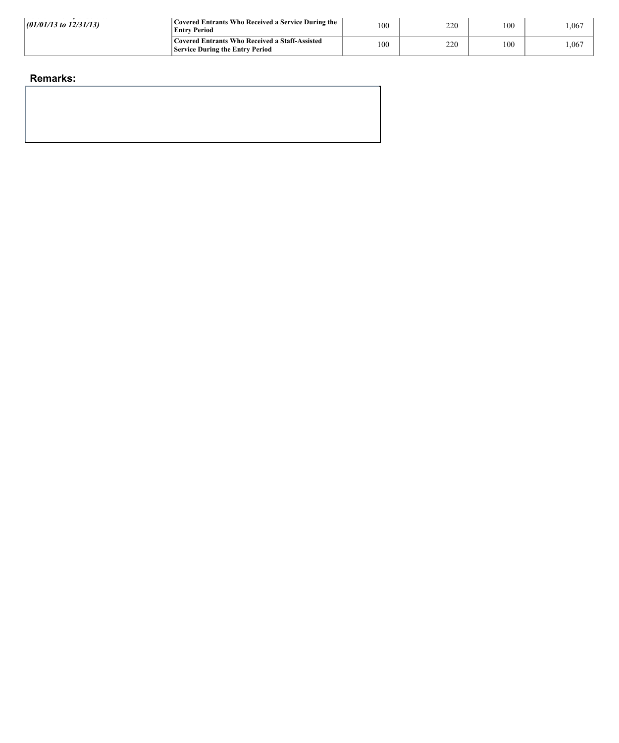| | | | | | |
|---|---|---|---|---|---|
| *(01/01/13 to 12/31/13)* | **Covered Entrants Who Received a Service During the Entry Period** | 100 | 220 | 100 | 1,067 |
| | **Covered Entrants Who Received a Staff-Assisted Service During the Entry Period** | 100 | 220 | 100 | 1,067 |

**Remarks:**